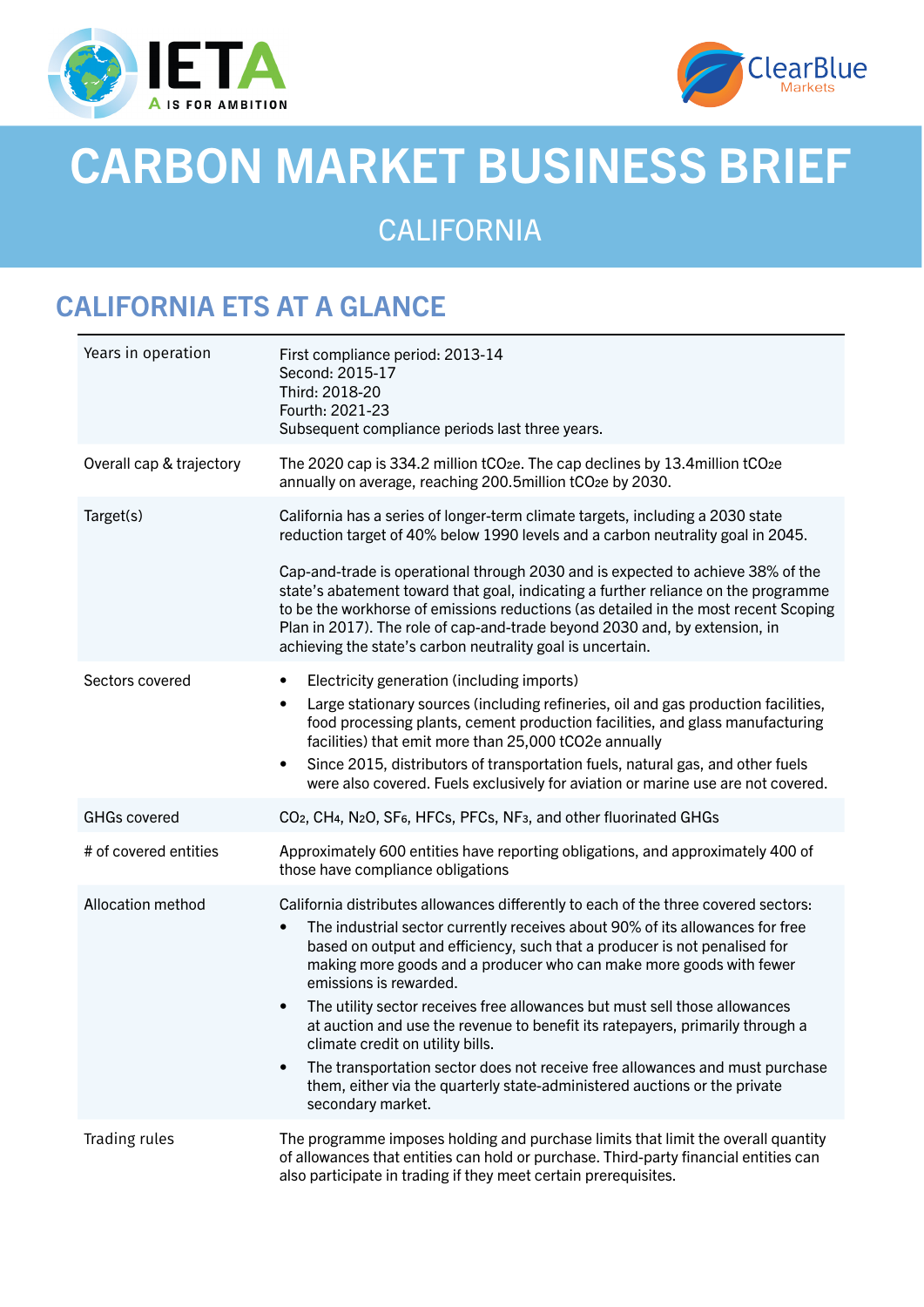# CARBON MARKET BUSINESS BRIEF

## CALIFORNIA

## CALIFORNIA ETS AT A GLANCE

| | |
|---|---|
| Years in operation | First compliance period: 2013-14<br>Second: 2015-17<br>Third: 2018-20<br>Fourth: 2021-23<br>Subsequent compliance periods last three years. |
| Overall cap & trajectory | The 2020 cap is 334.2 million $tCO_2e$. The cap declines by 13.4million $tCO_2e$ annually on average, reaching 200.5million $tCO_2e$ by 2030. |
| Target(s) | California has a series of longer-term climate targets, including a 2030 state reduction target of 40% below 1990 levels and a carbon neutrality goal in 2045.<br><br>Cap-and-trade is operational through 2030 and is expected to achieve 38% of the state's abatement toward that goal, indicating a further reliance on the programme to be the workhorse of emissions reductions (as detailed in the most recent Scoping Plan in 2017). The role of cap-and-trade beyond 2030 and, by extension, in achieving the state's carbon neutrality goal is uncertain. |
| Sectors covered | • Electricity generation (including imports)<br>• Large stationary sources (including refineries, oil and gas production facilities, food processing plants, cement production facilities, and glass manufacturing facilities) that emit more than 25,000 $tCO_2e$ annually<br>• Since 2015, distributors of transportation fuels, natural gas, and other fuels were also covered. Fuels exclusively for aviation or marine use are not covered. |
| GHGs covered | $CO_2$, $CH_4$, $N_2O$, $SF_6$, HFCs, PFCs, $NF_3$, and other fluorinated GHGs |
| # of covered entities | Approximately 600 entities have reporting obligations, and approximately 400 of those have compliance obligations |
| Allocation method | California distributes allowances differently to each of the three covered sectors:<br>• The industrial sector currently receives about 90% of its allowances for free based on output and efficiency, such that a producer is not penalised for making more goods and a producer who can make more goods with fewer emissions is rewarded.<br>• The utility sector receives free allowances but must sell those allowances at auction and use the revenue to benefit its ratepayers, primarily through a climate credit on utility bills.<br>• The transportation sector does not receive free allowances and must purchase them, either via the quarterly state-administered auctions or the private secondary market. |
| Trading rules | The programme imposes holding and purchase limits that limit the overall quantity of allowances that entities can hold or purchase. Third-party financial entities can also participate in trading if they meet certain prerequisites. |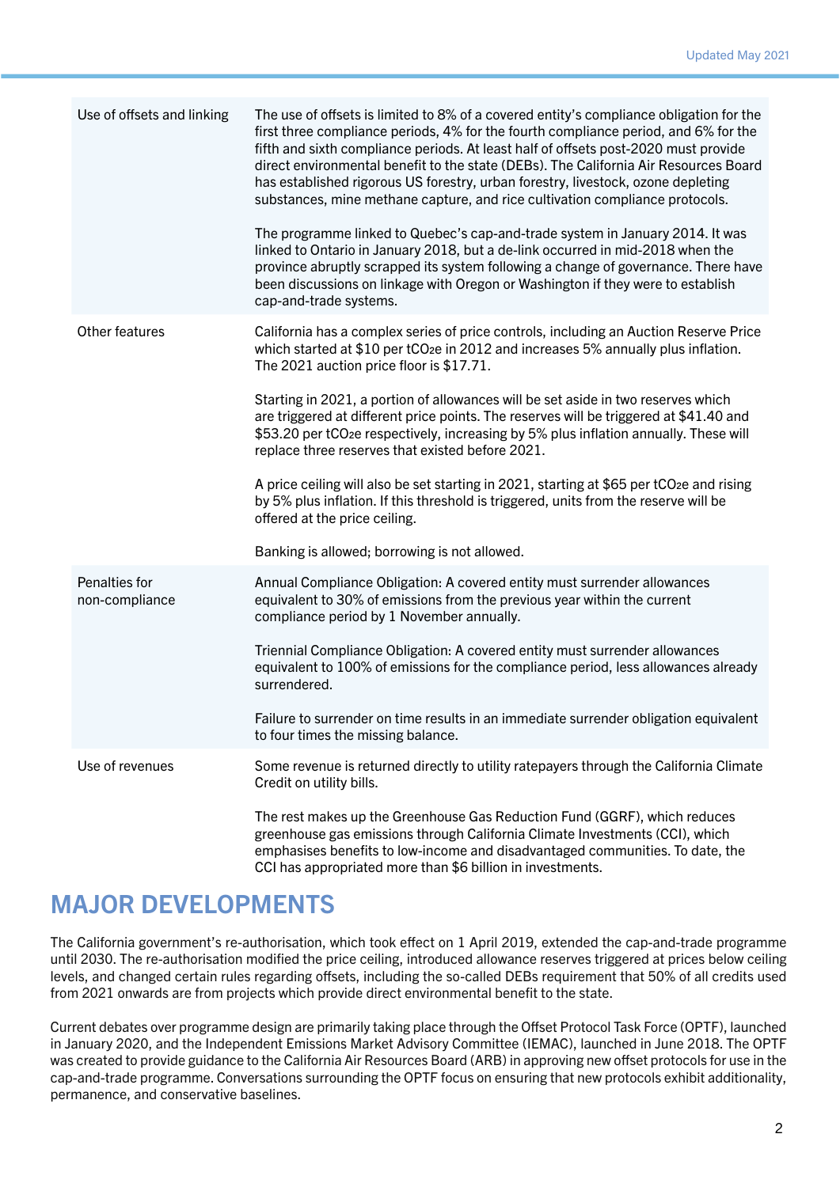| | |
|---|---|
| Use of offsets and linking | The use of offsets is limited to 8% of a covered entity's compliance obligation for the first three compliance periods, 4% for the fourth compliance period, and 6% for the fifth and sixth compliance periods. At least half of offsets post-2020 must provide direct environmental benefit to the state (DEBs). The California Air Resources Board has established rigorous US forestry, urban forestry, livestock, ozone depleting substances, mine methane capture, and rice cultivation compliance protocols.<br><br>The programme linked to Quebec's cap-and-trade system in January 2014. It was linked to Ontario in January 2018, but a de-link occurred in mid-2018 when the province abruptly scrapped its system following a change of governance. There have been discussions on linkage with Oregon or Washington if they were to establish cap-and-trade systems. |
| Other features | California has a complex series of price controls, including an Auction Reserve Price which started at \$10 per $tCO_2e$ in 2012 and increases 5% annually plus inflation. The 2021 auction price floor is \$17.71.<br><br>Starting in 2021, a portion of allowances will be set aside in two reserves which are triggered at different price points. The reserves will be triggered at \$41.40 and \$53.20 per $tCO_2e$ respectively, increasing by 5% plus inflation annually. These will replace three reserves that existed before 2021.<br><br>A price ceiling will also be set starting in 2021, starting at \$65 per $tCO_2e$ and rising by 5% plus inflation. If this threshold is triggered, units from the reserve will be offered at the price ceiling.<br><br>Banking is allowed; borrowing is not allowed. |
| Penalties for non-compliance | Annual Compliance Obligation: A covered entity must surrender allowances equivalent to 30% of emissions from the previous year within the current compliance period by 1 November annually.<br><br>Triennial Compliance Obligation: A covered entity must surrender allowances equivalent to 100% of emissions for the compliance period, less allowances already surrendered.<br><br>Failure to surrender on time results in an immediate surrender obligation equivalent to four times the missing balance. |
| Use of revenues | Some revenue is returned directly to utility ratepayers through the California Climate Credit on utility bills.<br><br>The rest makes up the Greenhouse Gas Reduction Fund (GGRF), which reduces greenhouse gas emissions through California Climate Investments (CCI), which emphasises benefits to low-income and disadvantaged communities. To date, the CCI has appropriated more than \$6 billion in investments. |

## MAJOR DEVELOPMENTS

The California government's re-authorisation, which took effect on 1 April 2019, extended the cap-and-trade programme until 2030. The re-authorisation modified the price ceiling, introduced allowance reserves triggered at prices below ceiling levels, and changed certain rules regarding offsets, including the so-called DEBs requirement that 50% of all credits used from 2021 onwards are from projects which provide direct environmental benefit to the state.

Current debates over programme design are primarily taking place through the Offset Protocol Task Force (OPTF), launched in January 2020, and the Independent Emissions Market Advisory Committee (IEMAC), launched in June 2018. The OPTF was created to provide guidance to the California Air Resources Board (ARB) in approving new offset protocols for use in the cap-and-trade programme. Conversations surrounding the OPTF focus on ensuring that new protocols exhibit additionality, permanence, and conservative baselines.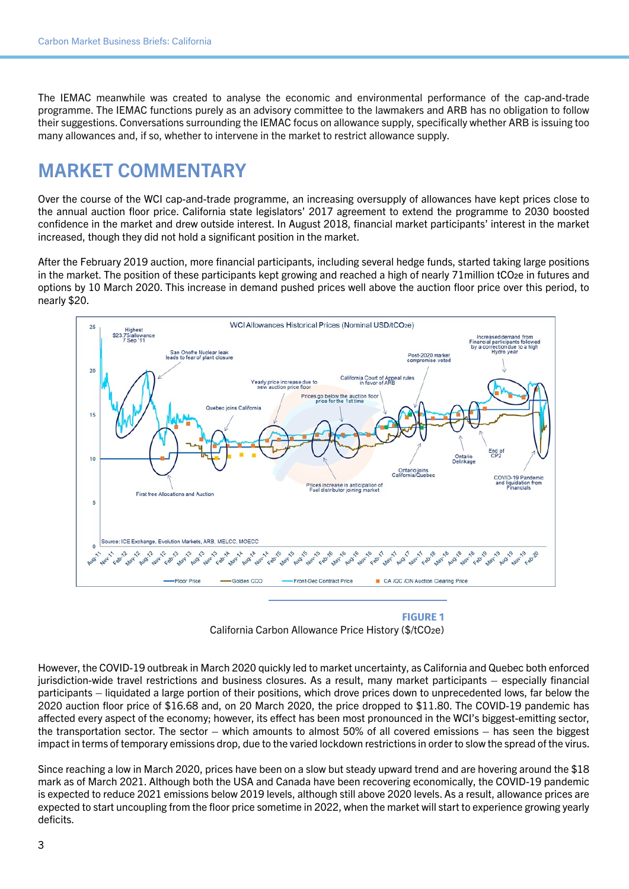The IEMAC meanwhile was created to analyse the economic and environmental performance of the cap-and-trade programme. The IEMAC functions purely as an advisory committee to the lawmakers and ARB has no obligation to follow their suggestions. Conversations surrounding the IEMAC focus on allowance supply, specifically whether ARB is issuing too many allowances and, if so, whether to intervene in the market to restrict allowance supply.

## MARKET COMMENTARY

Over the course of the WCI cap-and-trade programme, an increasing oversupply of allowances have kept prices close to the annual auction floor price. California state legislators' 2017 agreement to extend the programme to 2030 boosted confidence in the market and drew outside interest. In August 2018, financial market participants' interest in the market increased, though they did not hold a significant position in the market.

After the February 2019 auction, more financial participants, including several hedge funds, started taking large positions in the market. The position of these participants kept growing and reached a high of nearly 71million $tCO_2e$ in futures and options by 10 March 2020. This increase in demand pushed prices well above the auction floor price over this period, to nearly $20.

**FIGURE 1**
California Carbon Allowance Price History ($/$tCO_2e$)

However, the COVID-19 outbreak in March 2020 quickly led to market uncertainty, as California and Quebec both enforced jurisdiction-wide travel restrictions and business closures. As a result, many market participants – especially financial participants – liquidated a large portion of their positions, which drove prices down to unprecedented lows, far below the 2020 auction floor price of $16.68 and, on 20 March 2020, the price dropped to $11.80. The COVID-19 pandemic has affected every aspect of the economy; however, its effect has been most pronounced in the WCI's biggest-emitting sector, the transportation sector. The sector – which amounts to almost 50% of all covered emissions – has seen the biggest impact in terms of temporary emissions drop, due to the varied lockdown restrictions in order to slow the spread of the virus.

Since reaching a low in March 2020, prices have been on a slow but steady upward trend and are hovering around the $18 mark as of March 2021. Although both the USA and Canada have been recovering economically, the COVID-19 pandemic is expected to reduce 2021 emissions below 2019 levels, although still above 2020 levels. As a result, allowance prices are expected to start uncoupling from the floor price sometime in 2022, when the market will start to experience growing yearly deficits.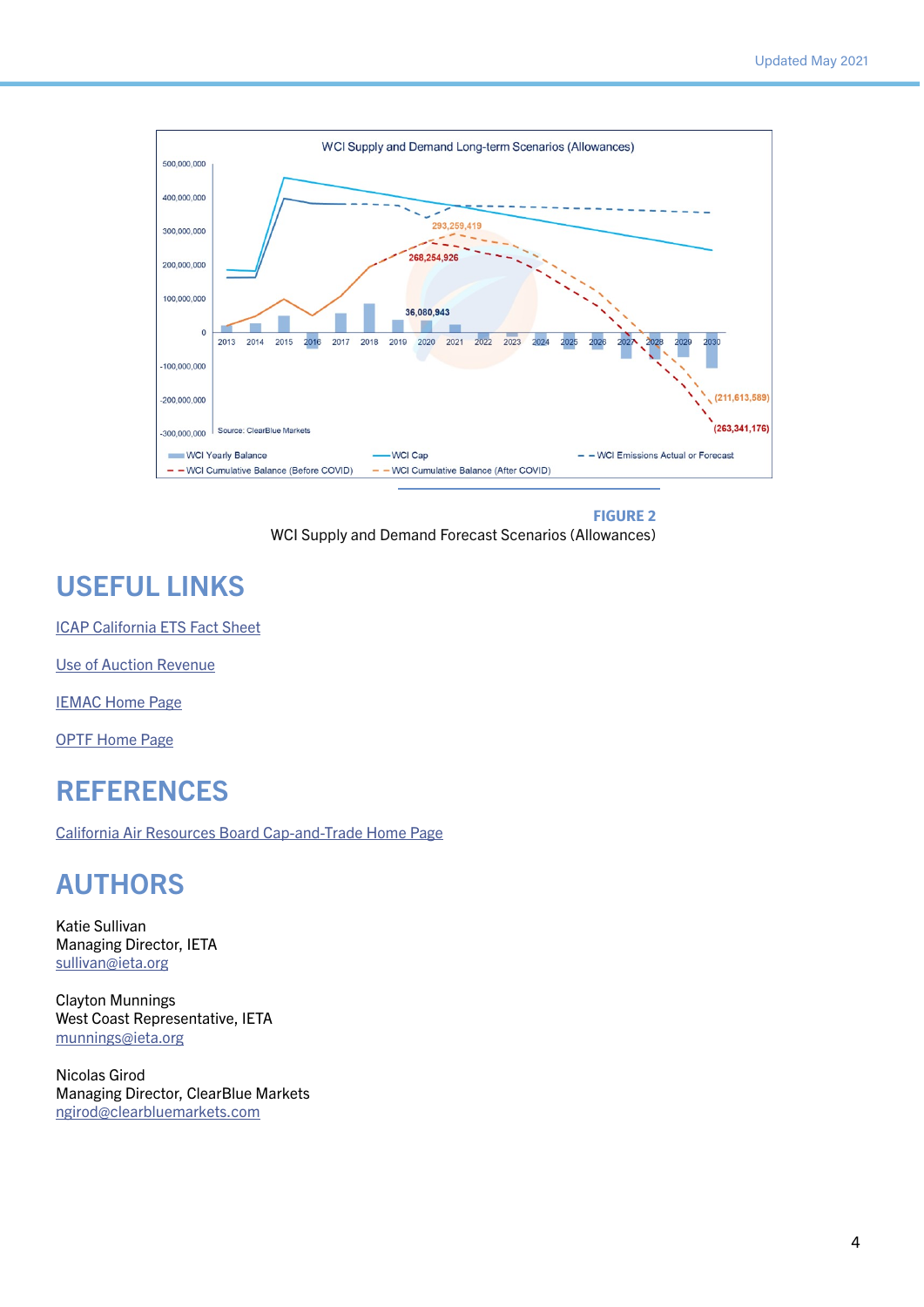WCI Supply and Demand Long-term Scenarios (Allowances)

500,000,000
400,000,000
300,000,000
200,000,000
100,000,000
0
-100,000,000
-200,000,000
-300,000,000

2013 2014 2015 2016 2017 2018 2019 2020 2021 2022 2023 2024 2025 2026 2027 2028 2029 2030

293,259,419
268,254,926
36,080,943
(211,613,589)
(263,341,176)

Source: ClearBlue Markets

WCI Yearly Balance
WCI Cap
WCI Emissions Actual or Forecast
WCI Cumulative Balance (Before COVID)
WCI Cumulative Balance (After COVID)

**FIGURE 2**
WCI Supply and Demand Forecast Scenarios (Allowances)

## USEFUL LINKS

ICAP California ETS Fact Sheet

Use of Auction Revenue

IEMAC Home Page

OPTF Home Page

## REFERENCES

California Air Resources Board Cap-and-Trade Home Page

## AUTHORS

Katie Sullivan
Managing Director, IETA
sullivan@ieta.org

Clayton Munnings
West Coast Representative, IETA
munnings@ieta.org

Nicolas Girod
Managing Director, ClearBlue Markets
ngirod@clearbluemarkets.com